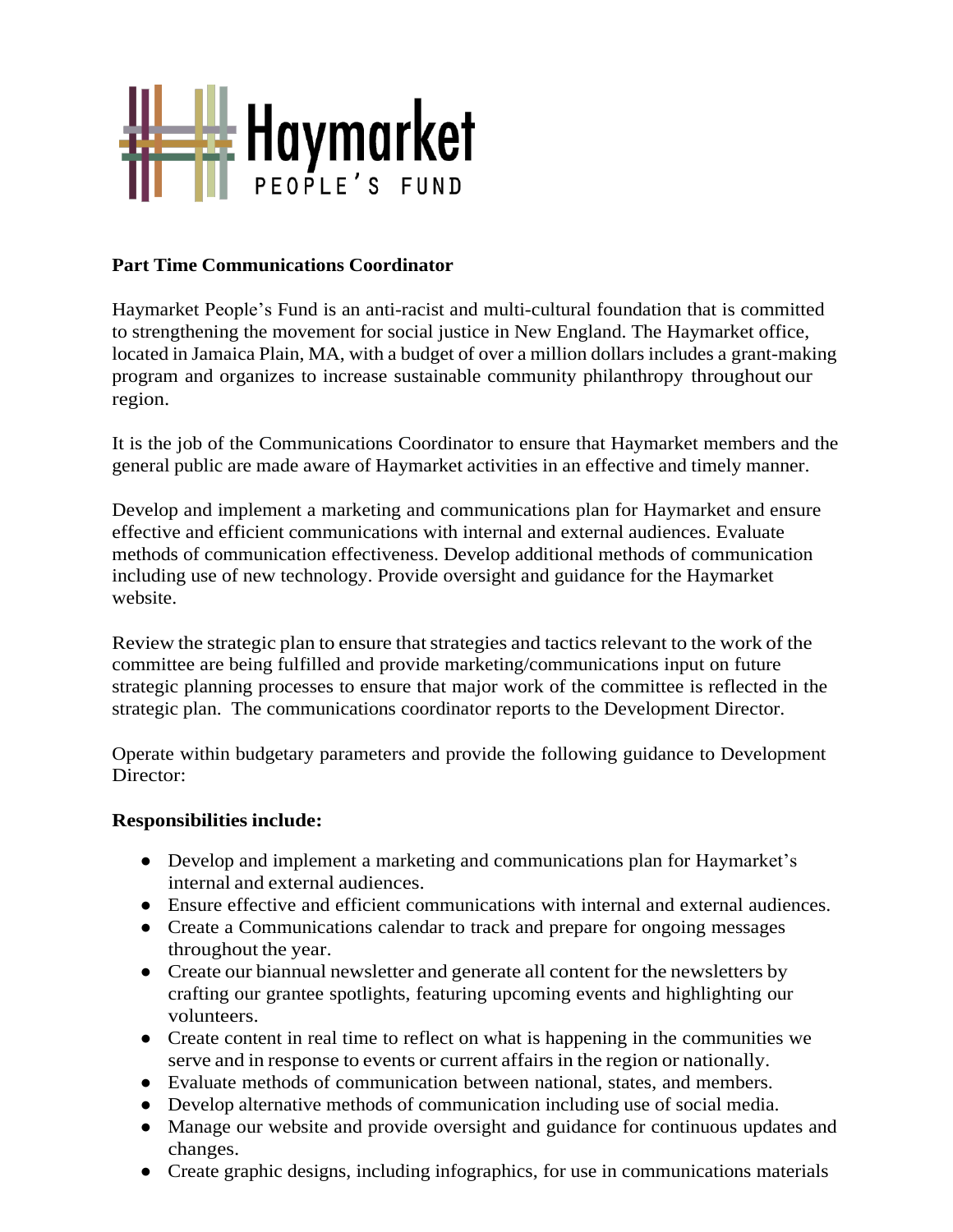Haymarket PEOPLE'S FUND

**Part Time Communications Coordinator**

Haymarket People's Fund is an anti-racist and multi-cultural foundation that is committed to strengthening the movement for social justice in New England. The Haymarket office, located in Jamaica Plain, MA, with a budget of over a million dollars includes a grant-making program and organizes to increase sustainable community philanthropy throughout our region.

It is the job of the Communications Coordinator to ensure that Haymarket members and the general public are made aware of Haymarket activities in an effective and timely manner.

Develop and implement a marketing and communications plan for Haymarket and ensure effective and efficient communications with internal and external audiences. Evaluate methods of communication effectiveness. Develop additional methods of communication including use of new technology. Provide oversight and guidance for the Haymarket website.

Review the strategic plan to ensure that strategies and tactics relevant to the work of the committee are being fulfilled and provide marketing/communications input on future strategic planning processes to ensure that major work of the committee is reflected in the strategic plan. The communications coordinator reports to the Development Director.

Operate within budgetary parameters and provide the following guidance to Development Director:

**Responsibilities include:**

- Develop and implement a marketing and communications plan for Haymarket's internal and external audiences.
- Ensure effective and efficient communications with internal and external audiences.
- Create a Communications calendar to track and prepare for ongoing messages throughout the year.
- Create our biannual newsletter and generate all content for the newsletters by crafting our grantee spotlights, featuring upcoming events and highlighting our volunteers.
- Create content in real time to reflect on what is happening in the communities we serve and in response to events or current affairs in the region or nationally.
- Evaluate methods of communication between national, states, and members.
- Develop alternative methods of communication including use of social media.
- Manage our website and provide oversight and guidance for continuous updates and changes.
- Create graphic designs, including infographics, for use in communications materials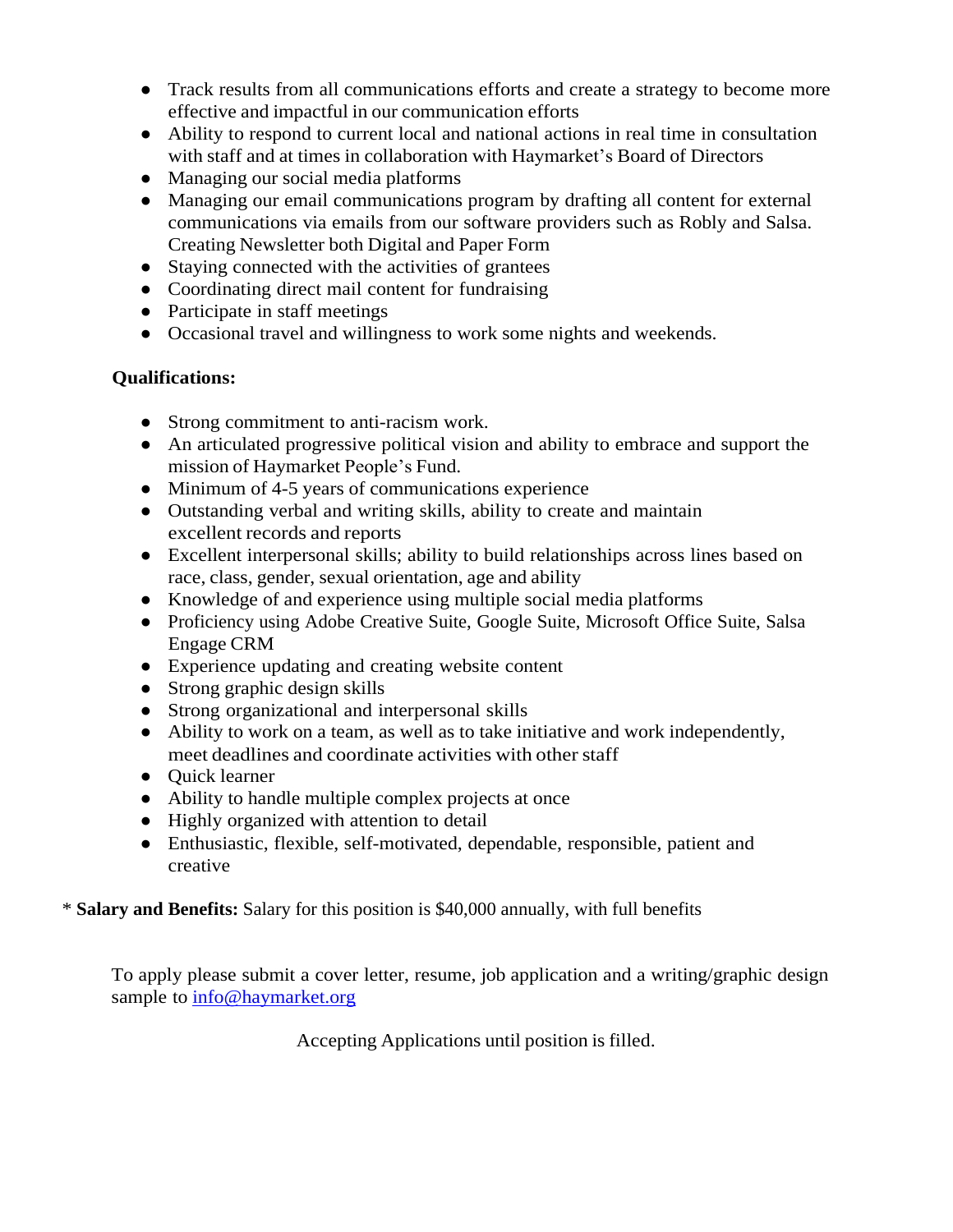- Track results from all communications efforts and create a strategy to become more effective and impactful in our communication efforts
- Ability to respond to current local and national actions in real time in consultation with staff and at times in collaboration with Haymarket's Board of Directors
- Managing our social media platforms
- Managing our email communications program by drafting all content for external communications via emails from our software providers such as Robly and Salsa. Creating Newsletter both Digital and Paper Form
- Staying connected with the activities of grantees
- Coordinating direct mail content for fundraising
- Participate in staff meetings
- Occasional travel and willingness to work some nights and weekends.

**Qualifications:**

- Strong commitment to anti-racism work.
- An articulated progressive political vision and ability to embrace and support the mission of Haymarket People's Fund.
- Minimum of 4-5 years of communications experience
- Outstanding verbal and writing skills, ability to create and maintain excellent records and reports
- Excellent interpersonal skills; ability to build relationships across lines based on race, class, gender, sexual orientation, age and ability
- Knowledge of and experience using multiple social media platforms
- Proficiency using Adobe Creative Suite, Google Suite, Microsoft Office Suite, Salsa Engage CRM
- Experience updating and creating website content
- Strong graphic design skills
- Strong organizational and interpersonal skills
- Ability to work on a team, as well as to take initiative and work independently, meet deadlines and coordinate activities with other staff
- Quick learner
- Ability to handle multiple complex projects at once
- Highly organized with attention to detail
- Enthusiastic, flexible, self-motivated, dependable, responsible, patient and creative

* **Salary and Benefits:** Salary for this position is $40,000 annually, with full benefits

To apply please submit a cover letter, resume, job application and a writing/graphic design sample to [info@haymarket.org](mailto:info@haymarket.org)

Accepting Applications until position is filled.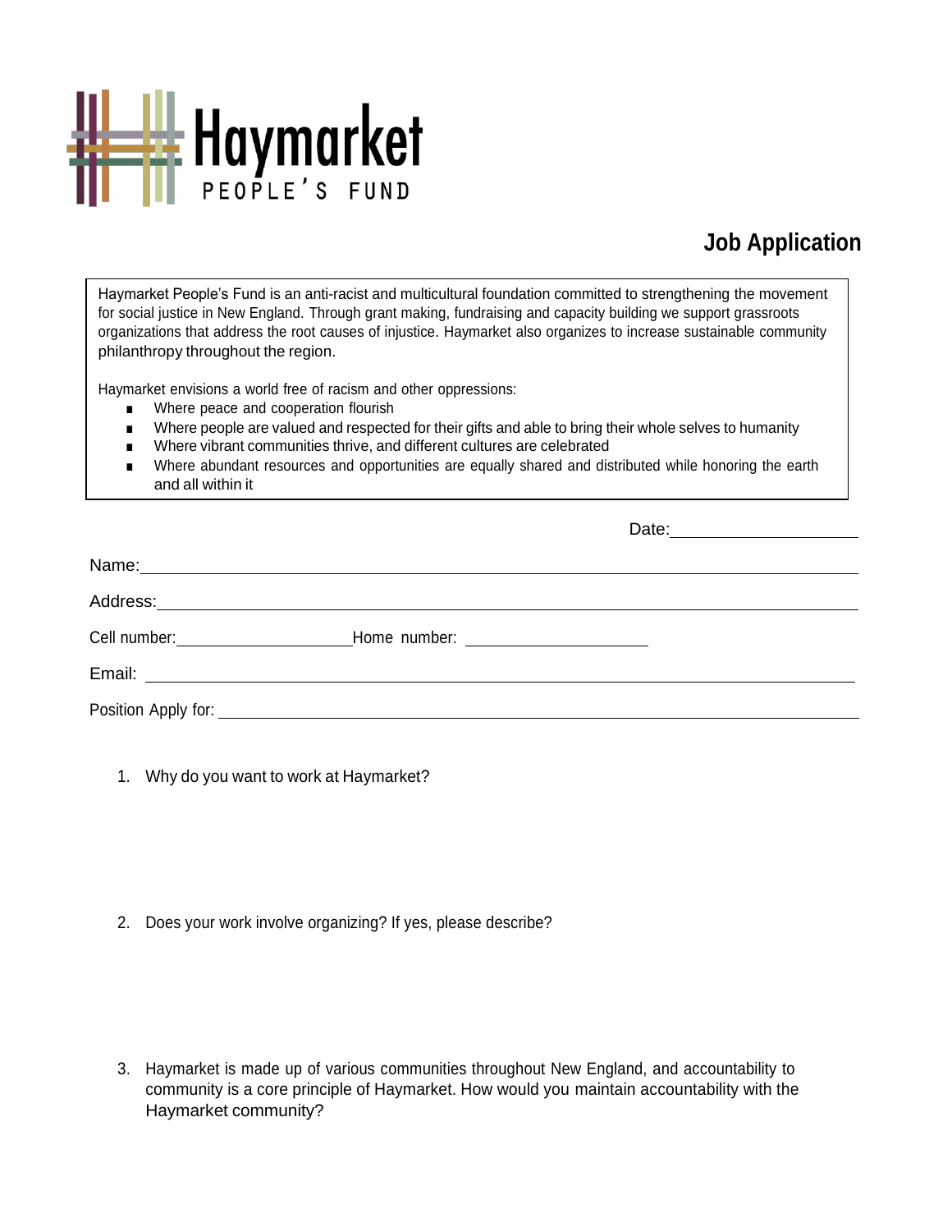Haymarket PEOPLE'S FUND

# Job Application

Haymarket People's Fund is an anti-racist and multicultural foundation committed to strengthening the movement for social justice in New England. Through grant making, fundraising and capacity building we support grassroots organizations that address the root causes of injustice. Haymarket also organizes to increase sustainable community philanthropy throughout the region.

Haymarket envisions a world free of racism and other oppressions:

- Where peace and cooperation flourish
- Where people are valued and respected for their gifts and able to bring their whole selves to humanity
- Where vibrant communities thrive, and different cultures are celebrated
- Where abundant resources and opportunities are equally shared and distributed while honoring the earth and all within it

Date: ____________________

Name: ____________________

Address: ____________________

Cell number: ____________________ Home number: ____________________

Email: ____________________

Position Apply for: ____________________

1. Why do you want to work at Haymarket?

2. Does your work involve organizing? If yes, please describe?

3. Haymarket is made up of various communities throughout New England, and accountability to community is a core principle of Haymarket. How would you maintain accountability with the Haymarket community?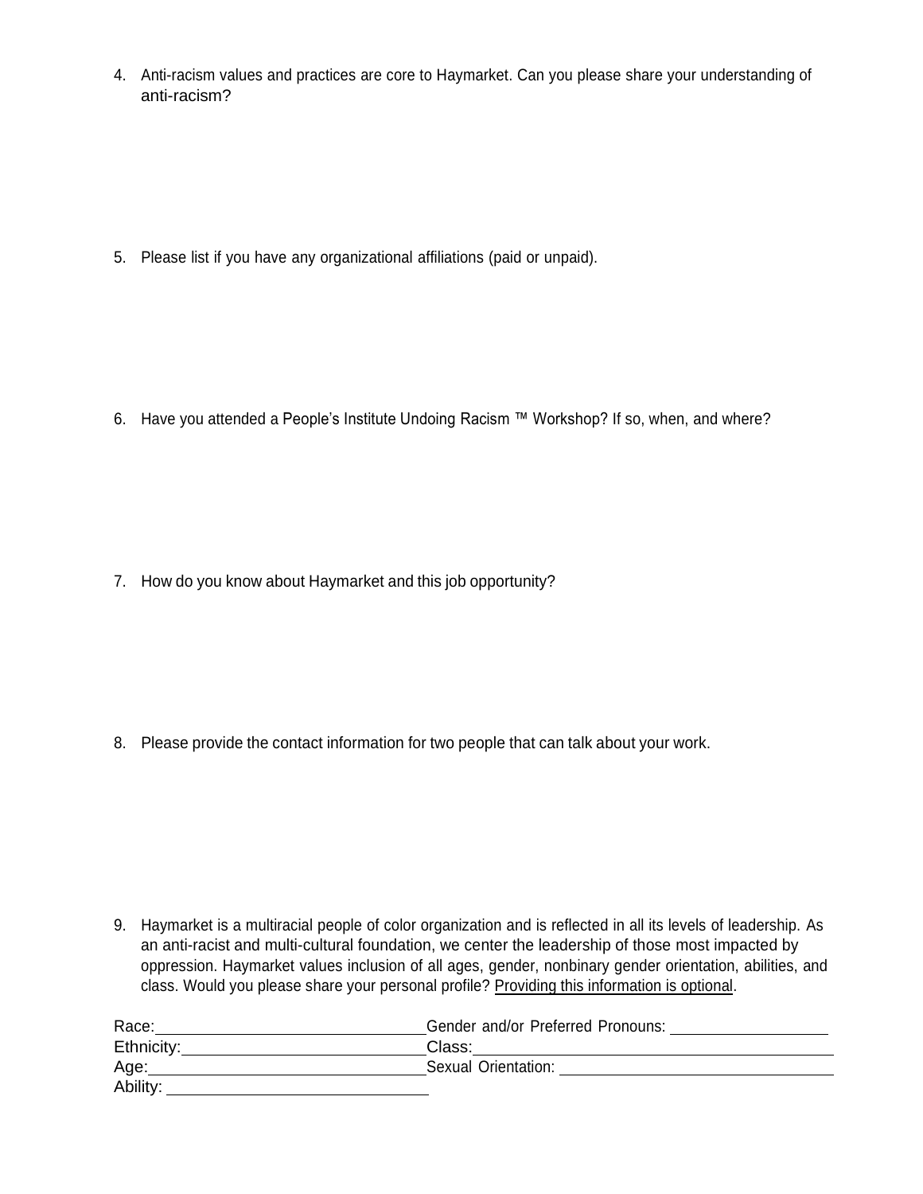4. Anti-racism values and practices are core to Haymarket. Can you please share your understanding of anti-racism?

5. Please list if you have any organizational affiliations (paid or unpaid).

6. Have you attended a People's Institute Undoing Racism ™ Workshop? If so, when, and where?

7. How do you know about Haymarket and this job opportunity?

8. Please provide the contact information for two people that can talk about your work.

9. Haymarket is a multiracial people of color organization and is reflected in all its levels of leadership. As an anti-racist and multi-cultural foundation, we center the leadership of those most impacted by oppression. Haymarket values inclusion of all ages, gender, nonbinary gender orientation, abilities, and class. Would you please share your personal profile? <u>Providing this information is optional</u>.

Race: ______________________________ Gender and/or Preferred Pronouns: __________________

Ethnicity: ___________________________ Class: ________________________________________

Age: ________________________________ Sexual Orientation: ______________________________

Ability: _____________________________